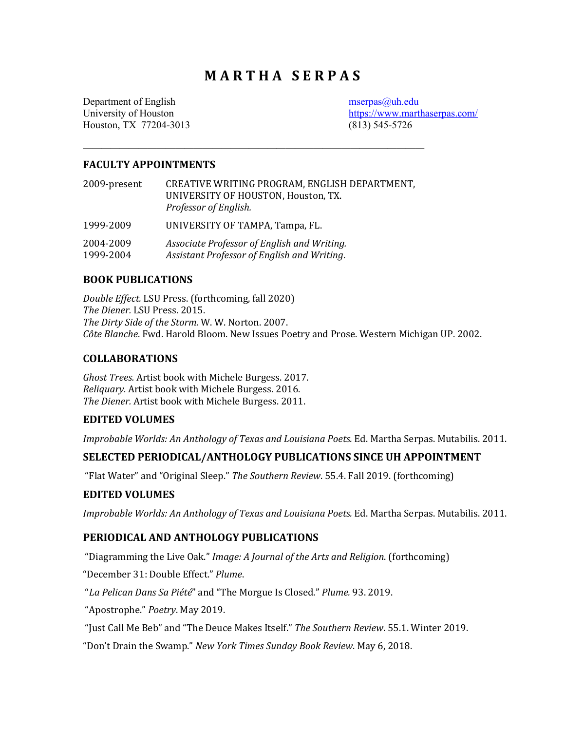# MARTHA SERPAS

Department of English
University of Houston
Houston, TX 77204-3013

mserpas@uh.edu
https://www.marthaserpas.com/
(813) 545-5726

---

## FACULTY APPOINTMENTS

2009-present — CREATIVE WRITING PROGRAM, ENGLISH DEPARTMENT, UNIVERSITY OF HOUSTON, Houston, TX.
*Professor of English.*

1999-2009 — UNIVERSITY OF TAMPA, Tampa, FL.

2004-2009 — *Associate Professor of English and Writing.*
1999-2004 — *Assistant Professor of English and Writing.*

## BOOK PUBLICATIONS

*Double Effect.* LSU Press. (forthcoming, fall 2020)
*The Diener.* LSU Press. 2015.
*The Dirty Side of the Storm.* W. W. Norton. 2007.
*Côte Blanche*. Fwd. Harold Bloom. New Issues Poetry and Prose. Western Michigan UP. 2002.

## COLLABORATIONS

*Ghost Trees.* Artist book with Michele Burgess. 2017.
*Reliquary.* Artist book with Michele Burgess. 2016.
*The Diener.* Artist book with Michele Burgess. 2011.

## EDITED VOLUMES

*Improbable Worlds: An Anthology of Texas and Louisiana Poets.* Ed. Martha Serpas. Mutabilis. 2011.

## SELECTED PERIODICAL/ANTHOLOGY PUBLICATIONS SINCE UH APPOINTMENT

"Flat Water" and "Original Sleep." *The Southern Review*. 55.4. Fall 2019. (forthcoming)

## EDITED VOLUMES

*Improbable Worlds: An Anthology of Texas and Louisiana Poets.* Ed. Martha Serpas. Mutabilis. 2011.

## PERIODICAL AND ANTHOLOGY PUBLICATIONS

"Diagramming the Live Oak." *Image: A Journal of the Arts and Religion*. (forthcoming)

"December 31: Double Effect." *Plume*.

"*La Pelican Dans Sa Piété*" and "The Morgue Is Closed." *Plume.* 93. 2019.

"Apostrophe." *Poetry*. May 2019.

"Just Call Me Beb" and "The Deuce Makes Itself." *The Southern Review*. 55.1. Winter 2019.

"Don't Drain the Swamp." *New York Times Sunday Book Review*. May 6, 2018.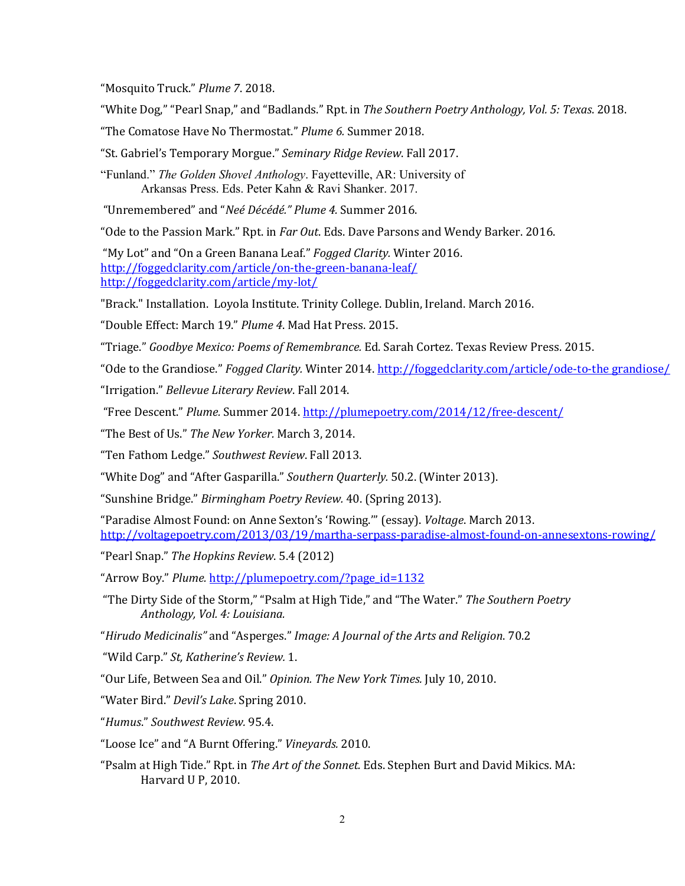"Mosquito Truck." *Plume 7*. 2018.

"White Dog," "Pearl Snap," and "Badlands." Rpt. in *The Southern Poetry Anthology, Vol. 5: Texas*. 2018.

"The Comatose Have No Thermostat." *Plume 6.* Summer 2018.

"St. Gabriel's Temporary Morgue." *Seminary Ridge Review*. Fall 2017.

"Funland." *The Golden Shovel Anthology*. Fayetteville, AR: University of Arkansas Press. Eds. Peter Kahn & Ravi Shanker. 2017.

"Unremembered" and "*Neé Décédé." Plume 4.* Summer 2016.

"Ode to the Passion Mark." Rpt. in *Far Out*. Eds. Dave Parsons and Wendy Barker. 2016.

"My Lot" and "On a Green Banana Leaf." *Fogged Clarity.* Winter 2016.
http://foggedclarity.com/article/on-the-green-banana-leaf/
http://foggedclarity.com/article/my-lot/

"Brack." Installation. Loyola Institute. Trinity College. Dublin, Ireland. March 2016.

"Double Effect: March 19." *Plume 4*. Mad Hat Press. 2015.

"Triage." *Goodbye Mexico: Poems of Remembrance.* Ed. Sarah Cortez. Texas Review Press. 2015.

"Ode to the Grandiose." *Fogged Clarity.* Winter 2014. http://foggedclarity.com/article/ode-to-the grandiose/

"Irrigation." *Bellevue Literary Review*. Fall 2014.

"Free Descent." *Plume.* Summer 2014. http://plumepoetry.com/2014/12/free-descent/

"The Best of Us." *The New Yorker.* March 3, 2014.

"Ten Fathom Ledge." *Southwest Review*. Fall 2013.

"White Dog" and "After Gasparilla." *Southern Quarterly.* 50.2. (Winter 2013).

"Sunshine Bridge." *Birmingham Poetry Review.* 40. (Spring 2013).

"Paradise Almost Found: on Anne Sexton's 'Rowing.'" (essay). *Voltage*. March 2013.
http://voltagepoetry.com/2013/03/19/martha-serpass-paradise-almost-found-on-annesextons-rowing/

"Pearl Snap." *The Hopkins Review*. 5.4 (2012)

"Arrow Boy." *Plume.* http://plumepoetry.com/?page_id=1132

"The Dirty Side of the Storm," "Psalm at High Tide," and "The Water." *The Southern Poetry Anthology, Vol. 4: Louisiana.*

"*Hirudo Medicinalis"* and "Asperges." *Image: A Journal of the Arts and Religion*. 70.2

"Wild Carp." *St, Katherine's Review.* 1.

"Our Life, Between Sea and Oil." *Opinion. The New York Times.* July 10, 2010.

"Water Bird." *Devil's Lake*. Spring 2010.

"*Humus*." *Southwest Review.* 95.4.

"Loose Ice" and "A Burnt Offering." *Vineyards.* 2010.

"Psalm at High Tide." Rpt. in *The Art of the Sonnet.* Eds. Stephen Burt and David Mikics. MA: Harvard U P, 2010.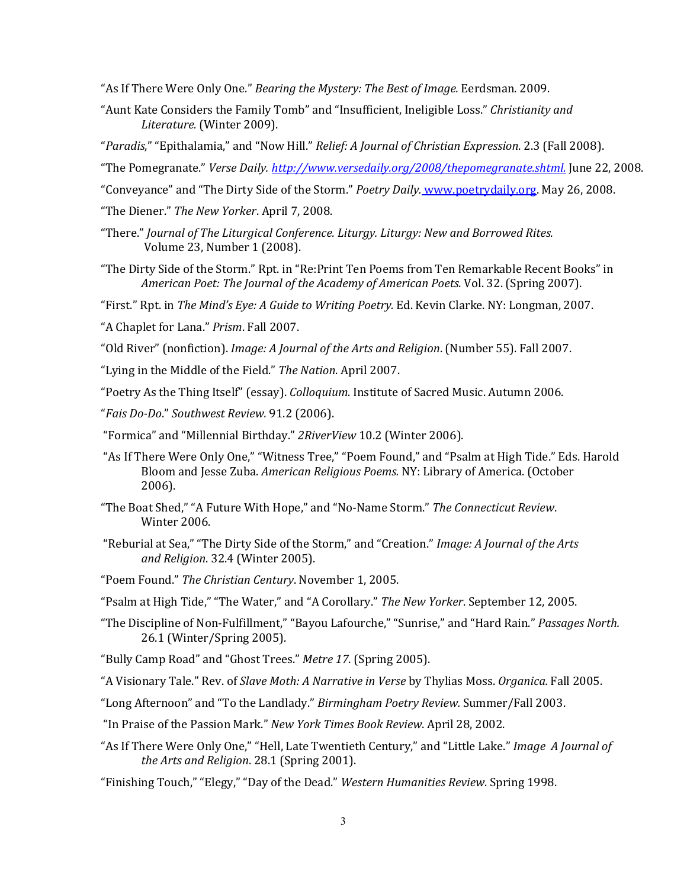"As If There Were Only One." *Bearing the Mystery: The Best of Image.* Eerdsman. 2009.

"Aunt Kate Considers the Family Tomb" and "Insufficient, Ineligible Loss." *Christianity and Literature.* (Winter 2009).

"*Paradis*," "Epithalamia," and "Now Hill." *Relief: A Journal of Christian Expression*. 2.3 (Fall 2008).

"The Pomegranate." *Verse Daily. http://www.versedaily.org/2008/thepomegranate.shtml.* June 22, 2008.

"Conveyance" and "The Dirty Side of the Storm." *Poetry Daily.* www.poetrydaily.org. May 26, 2008.

"The Diener." *The New Yorker*. April 7, 2008.

"There." *Journal of The Liturgical Conference. Liturgy. Liturgy: New and Borrowed Rites.* Volume 23, Number 1 (2008).

"The Dirty Side of the Storm." Rpt. in "Re:Print Ten Poems from Ten Remarkable Recent Books" in *American Poet: The Journal of the Academy of American Poets.* Vol. 32. (Spring 2007).

"First." Rpt. in *The Mind's Eye: A Guide to Writing Poetry.* Ed. Kevin Clarke. NY: Longman, 2007.

"A Chaplet for Lana." *Prism*. Fall 2007.

"Old River" (nonfiction). *Image: A Journal of the Arts and Religion*. (Number 55). Fall 2007.

"Lying in the Middle of the Field." *The Nation*. April 2007.

"Poetry As the Thing Itself" (essay). *Colloquium.* Institute of Sacred Music. Autumn 2006.

"*Fais Do-Do*." *Southwest Review.* 91.2 (2006).

"Formica" and "Millennial Birthday." *2RiverView* 10.2 (Winter 2006).

"As If There Were Only One," "Witness Tree," "Poem Found," and "Psalm at High Tide." Eds. Harold Bloom and Jesse Zuba. *American Religious Poems.* NY: Library of America. (October 2006).

"The Boat Shed," "A Future With Hope," and "No-Name Storm." *The Connecticut Review*. Winter 2006.

"Reburial at Sea," "The Dirty Side of the Storm," and "Creation." *Image: A Journal of the Arts and Religion*. 32.4 (Winter 2005).

"Poem Found." *The Christian Century*. November 1, 2005.

"Psalm at High Tide," "The Water," and "A Corollary." *The New Yorker*. September 12, 2005.

"The Discipline of Non-Fulfillment," "Bayou Lafourche," "Sunrise," and "Hard Rain." *Passages North.* 26.1 (Winter/Spring 2005).

"Bully Camp Road" and "Ghost Trees." *Metre 17*. (Spring 2005).

"A Visionary Tale." Rev. of *Slave Moth: A Narrative in Verse* by Thylias Moss. *Organica.* Fall 2005.

"Long Afternoon" and "To the Landlady." *Birmingham Poetry Review.* Summer/Fall 2003.

"In Praise of the Passion Mark." *New York Times Book Review*. April 28, 2002.

"As If There Were Only One," "Hell, Late Twentieth Century," and "Little Lake." *Image A Journal of the Arts and Religion*. 28.1 (Spring 2001).

"Finishing Touch," "Elegy," "Day of the Dead." *Western Humanities Review*. Spring 1998.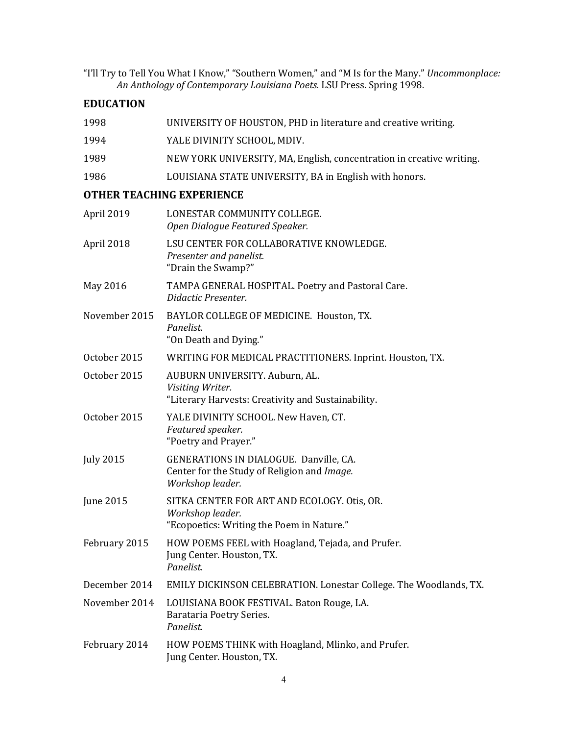"I'll Try to Tell You What I Know," "Southern Women," and "M Is for the Many." *Uncommonplace: An Anthology of Contemporary Louisiana Poets.* LSU Press. Spring 1998.

## EDUCATION

1998 UNIVERSITY OF HOUSTON, PHD in literature and creative writing.

1994 YALE DIVINITY SCHOOL, MDIV.

1989 NEW YORK UNIVERSITY, MA, English, concentration in creative writing.

1986 LOUISIANA STATE UNIVERSITY, BA in English with honors.

## OTHER TEACHING EXPERIENCE

April 2019 LONESTAR COMMUNITY COLLEGE.
*Open Dialogue Featured Speaker.*

April 2018 LSU CENTER FOR COLLABORATIVE KNOWLEDGE.
*Presenter and panelist.*
"Drain the Swamp?"

May 2016 TAMPA GENERAL HOSPITAL. Poetry and Pastoral Care.
*Didactic Presenter.*

November 2015 BAYLOR COLLEGE OF MEDICINE. Houston, TX.
*Panelist.*
"On Death and Dying."

October 2015 WRITING FOR MEDICAL PRACTITIONERS. Inprint. Houston, TX.

October 2015 AUBURN UNIVERSITY. Auburn, AL.
*Visiting Writer.*
"Literary Harvests: Creativity and Sustainability.

October 2015 YALE DIVINITY SCHOOL. New Haven, CT.
*Featured speaker.*
"Poetry and Prayer."

July 2015 GENERATIONS IN DIALOGUE. Danville, CA.
Center for the Study of Religion and *Image.*
*Workshop leader.*

June 2015 SITKA CENTER FOR ART AND ECOLOGY. Otis, OR.
*Workshop leader.*
"Ecopoetics: Writing the Poem in Nature."

February 2015 HOW POEMS FEEL with Hoagland, Tejada, and Prufer.
Jung Center. Houston, TX.
*Panelist.*

December 2014 EMILY DICKINSON CELEBRATION. Lonestar College. The Woodlands, TX.

November 2014 LOUISIANA BOOK FESTIVAL. Baton Rouge, LA.
Barataria Poetry Series.
*Panelist.*

February 2014 HOW POEMS THINK with Hoagland, Mlinko, and Prufer.
Jung Center. Houston, TX.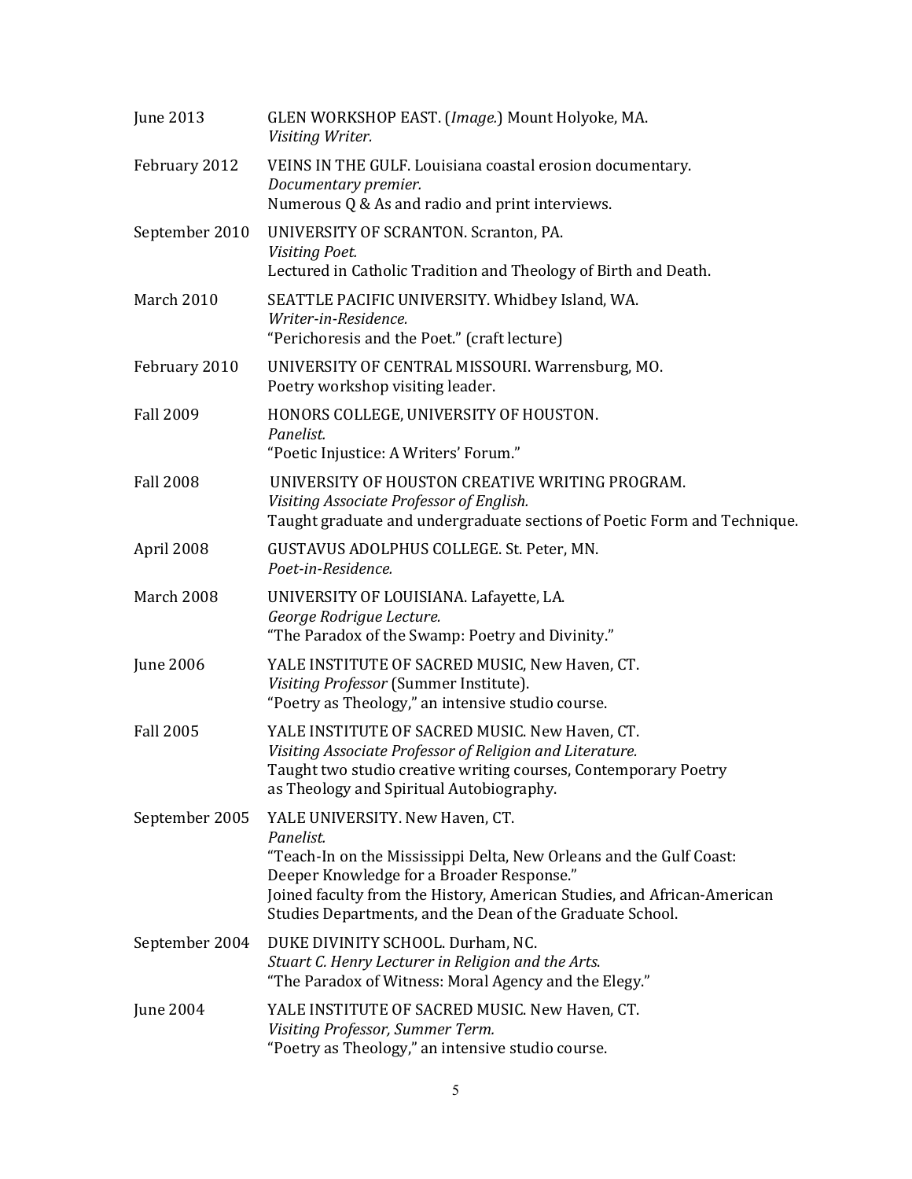| | |
|---|---|
| June 2013 | GLEN WORKSHOP EAST. (*Image.*) Mount Holyoke, MA.<br>*Visiting Writer.* |
| February 2012 | VEINS IN THE GULF. Louisiana coastal erosion documentary.<br>*Documentary premier.*<br>Numerous Q & As and radio and print interviews. |
| September 2010 | UNIVERSITY OF SCRANTON. Scranton, PA.<br>*Visiting Poet.*<br>Lectured in Catholic Tradition and Theology of Birth and Death. |
| March 2010 | SEATTLE PACIFIC UNIVERSITY. Whidbey Island, WA.<br>*Writer-in-Residence.*<br>"Perichoresis and the Poet." (craft lecture) |
| February 2010 | UNIVERSITY OF CENTRAL MISSOURI. Warrensburg, MO.<br>Poetry workshop visiting leader. |
| Fall 2009 | HONORS COLLEGE, UNIVERSITY OF HOUSTON.<br>*Panelist.*<br>"Poetic Injustice: A Writers' Forum." |
| Fall 2008 | UNIVERSITY OF HOUSTON CREATIVE WRITING PROGRAM.<br>*Visiting Associate Professor of English.*<br>Taught graduate and undergraduate sections of Poetic Form and Technique. |
| April 2008 | GUSTAVUS ADOLPHUS COLLEGE. St. Peter, MN.<br>*Poet-in-Residence.* |
| March 2008 | UNIVERSITY OF LOUISIANA. Lafayette, LA.<br>*George Rodrigue Lecture.*<br>"The Paradox of the Swamp: Poetry and Divinity." |
| June 2006 | YALE INSTITUTE OF SACRED MUSIC, New Haven, CT.<br>*Visiting Professor* (Summer Institute).<br>"Poetry as Theology," an intensive studio course. |
| Fall 2005 | YALE INSTITUTE OF SACRED MUSIC. New Haven, CT.<br>*Visiting Associate Professor of Religion and Literature.*<br>Taught two studio creative writing courses, Contemporary Poetry as Theology and Spiritual Autobiography. |
| September 2005 | YALE UNIVERSITY. New Haven, CT.<br>*Panelist.*<br>"Teach-In on the Mississippi Delta, New Orleans and the Gulf Coast: Deeper Knowledge for a Broader Response."<br>Joined faculty from the History, American Studies, and African-American Studies Departments, and the Dean of the Graduate School. |
| September 2004 | DUKE DIVINITY SCHOOL. Durham, NC.<br>*Stuart C. Henry Lecturer in Religion and the Arts.*<br>"The Paradox of Witness: Moral Agency and the Elegy." |
| June 2004 | YALE INSTITUTE OF SACRED MUSIC. New Haven, CT.<br>*Visiting Professor, Summer Term.*<br>"Poetry as Theology," an intensive studio course. |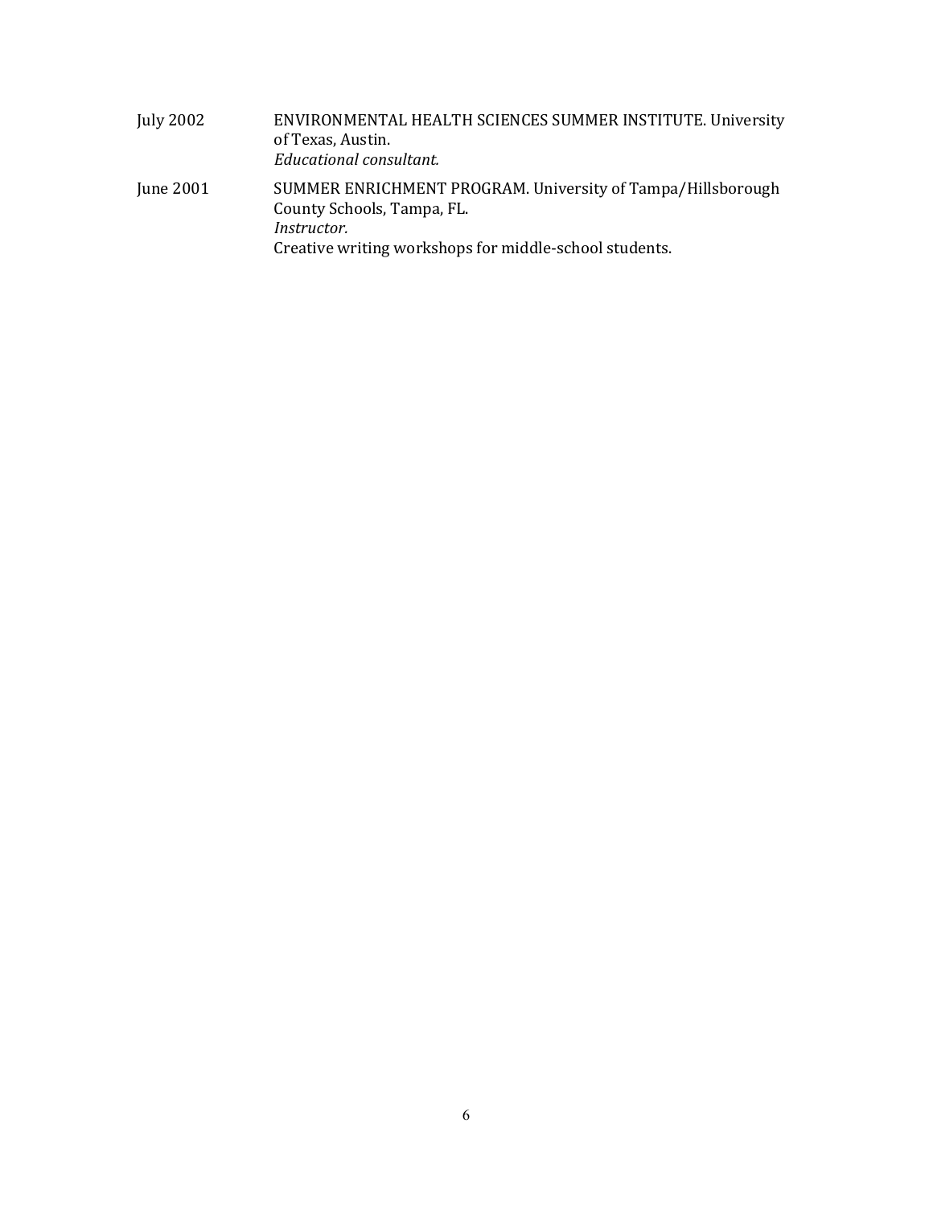July 2002 ENVIRONMENTAL HEALTH SCIENCES SUMMER INSTITUTE. University of Texas, Austin.
*Educational consultant.*

June 2001 SUMMER ENRICHMENT PROGRAM. University of Tampa/Hillsborough County Schools, Tampa, FL.
*Instructor.*
Creative writing workshops for middle-school students.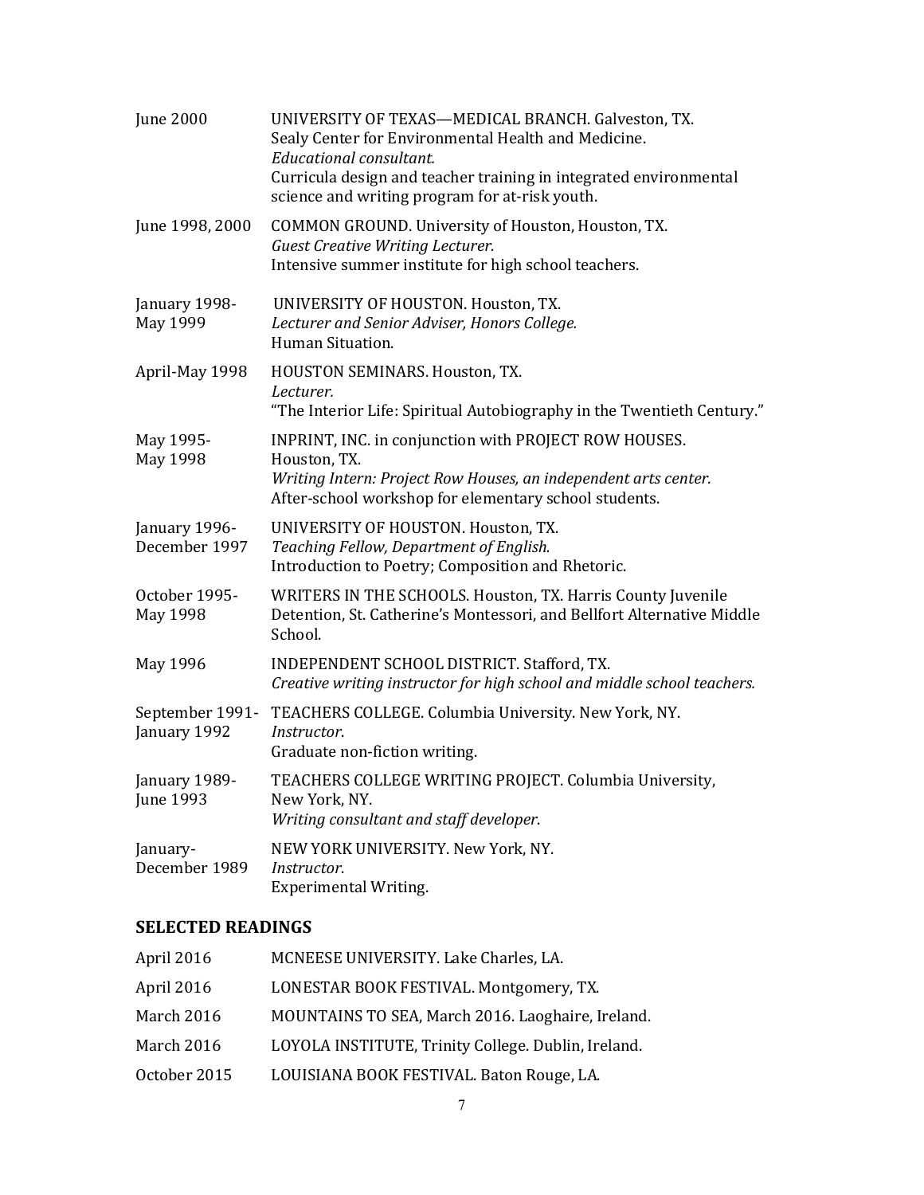June 2000 — UNIVERSITY OF TEXAS—MEDICAL BRANCH. Galveston, TX.
Sealy Center for Environmental Health and Medicine.
*Educational consultant.*
Curricula design and teacher training in integrated environmental science and writing program for at-risk youth.

June 1998, 2000 — COMMON GROUND. University of Houston, Houston, TX.
*Guest Creative Writing Lecturer.*
Intensive summer institute for high school teachers.

January 1998-May 1999 — UNIVERSITY OF HOUSTON. Houston, TX.
*Lecturer and Senior Adviser, Honors College.*
Human Situation.

April-May 1998 — HOUSTON SEMINARS. Houston, TX.
*Lecturer.*
"The Interior Life: Spiritual Autobiography in the Twentieth Century."

May 1995-May 1998 — INPRINT, INC. in conjunction with PROJECT ROW HOUSES. Houston, TX.
*Writing Intern: Project Row Houses, an independent arts center.*
After-school workshop for elementary school students.

January 1996-December 1997 — UNIVERSITY OF HOUSTON. Houston, TX.
*Teaching Fellow, Department of English.*
Introduction to Poetry; Composition and Rhetoric.

October 1995-May 1998 — WRITERS IN THE SCHOOLS. Houston, TX. Harris County Juvenile Detention, St. Catherine's Montessori, and Bellfort Alternative Middle School.

May 1996 — INDEPENDENT SCHOOL DISTRICT. Stafford, TX.
*Creative writing instructor for high school and middle school teachers.*

September 1991-January 1992 — TEACHERS COLLEGE. Columbia University. New York, NY.
*Instructor*.
Graduate non-fiction writing.

January 1989-June 1993 — TEACHERS COLLEGE WRITING PROJECT. Columbia University, New York, NY.
*Writing consultant and staff developer*.

January-December 1989 — NEW YORK UNIVERSITY. New York, NY.
*Instructor*.
Experimental Writing.

## SELECTED READINGS

April 2016 — MCNEESE UNIVERSITY. Lake Charles, LA.

April 2016 — LONESTAR BOOK FESTIVAL. Montgomery, TX.

March 2016 — MOUNTAINS TO SEA, March 2016. Laoghaire, Ireland.

March 2016 — LOYOLA INSTITUTE, Trinity College. Dublin, Ireland.

October 2015 — LOUISIANA BOOK FESTIVAL. Baton Rouge, LA.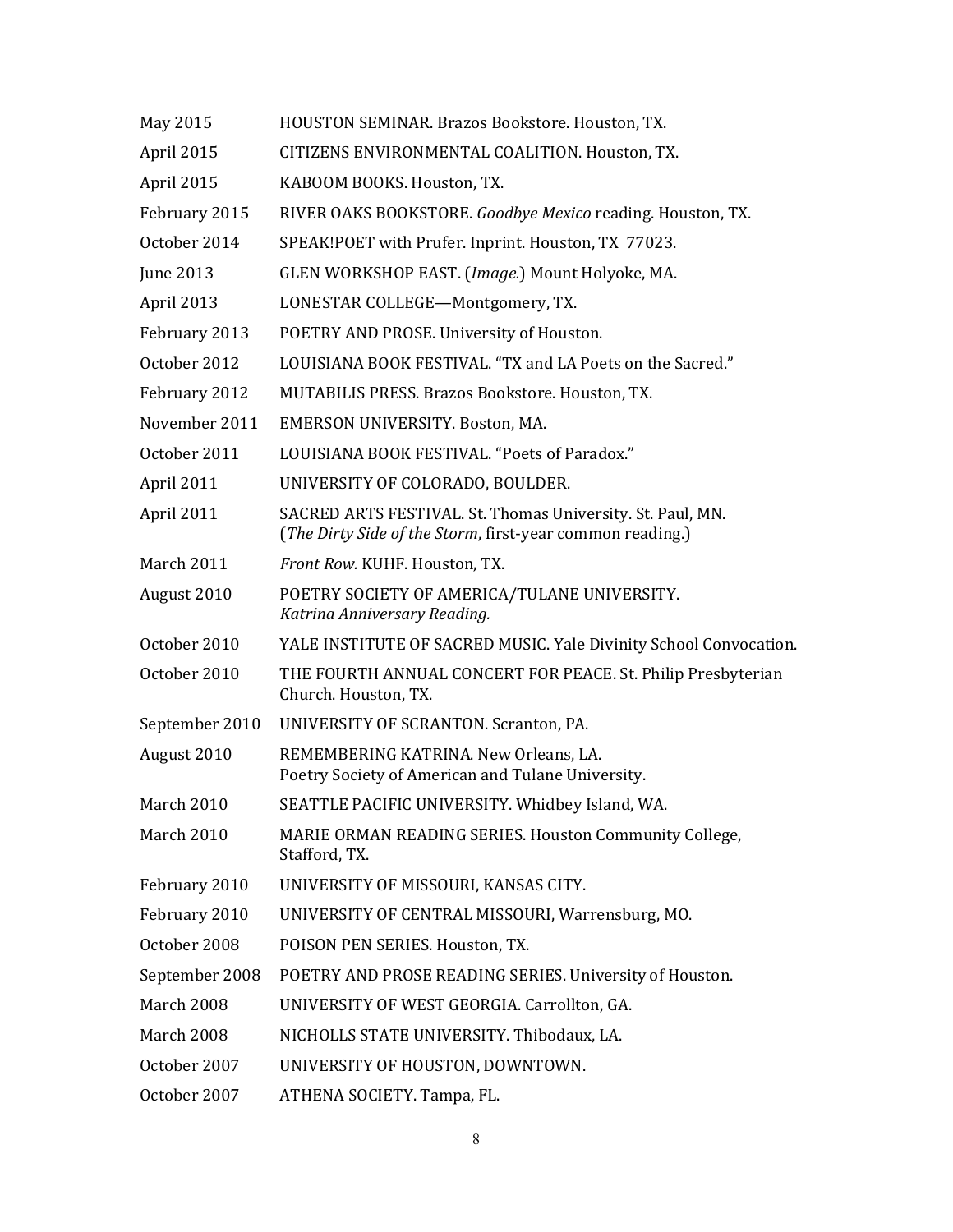| | |
|---|---|
| May 2015 | HOUSTON SEMINAR. Brazos Bookstore. Houston, TX. |
| April 2015 | CITIZENS ENVIRONMENTAL COALITION. Houston, TX. |
| April 2015 | KABOOM BOOKS. Houston, TX. |
| February 2015 | RIVER OAKS BOOKSTORE. *Goodbye Mexico* reading. Houston, TX. |
| October 2014 | SPEAK!POET with Prufer. Inprint. Houston, TX 77023. |
| June 2013 | GLEN WORKSHOP EAST. (*Image.*) Mount Holyoke, MA. |
| April 2013 | LONESTAR COLLEGE—Montgomery, TX. |
| February 2013 | POETRY AND PROSE. University of Houston. |
| October 2012 | LOUISIANA BOOK FESTIVAL. "TX and LA Poets on the Sacred." |
| February 2012 | MUTABILIS PRESS. Brazos Bookstore. Houston, TX. |
| November 2011 | EMERSON UNIVERSITY. Boston, MA. |
| October 2011 | LOUISIANA BOOK FESTIVAL. "Poets of Paradox." |
| April 2011 | UNIVERSITY OF COLORADO, BOULDER. |
| April 2011 | SACRED ARTS FESTIVAL. St. Thomas University. St. Paul, MN. (*The Dirty Side of the Storm*, first-year common reading.) |
| March 2011 | *Front Row.* KUHF. Houston, TX. |
| August 2010 | POETRY SOCIETY OF AMERICA/TULANE UNIVERSITY. *Katrina Anniversary Reading.* |
| October 2010 | YALE INSTITUTE OF SACRED MUSIC. Yale Divinity School Convocation. |
| October 2010 | THE FOURTH ANNUAL CONCERT FOR PEACE. St. Philip Presbyterian Church. Houston, TX. |
| September 2010 | UNIVERSITY OF SCRANTON. Scranton, PA. |
| August 2010 | REMEMBERING KATRINA. New Orleans, LA. Poetry Society of American and Tulane University. |
| March 2010 | SEATTLE PACIFIC UNIVERSITY. Whidbey Island, WA. |
| March 2010 | MARIE ORMAN READING SERIES. Houston Community College, Stafford, TX. |
| February 2010 | UNIVERSITY OF MISSOURI, KANSAS CITY. |
| February 2010 | UNIVERSITY OF CENTRAL MISSOURI, Warrensburg, MO. |
| October 2008 | POISON PEN SERIES. Houston, TX. |
| September 2008 | POETRY AND PROSE READING SERIES. University of Houston. |
| March 2008 | UNIVERSITY OF WEST GEORGIA. Carrollton, GA. |
| March 2008 | NICHOLLS STATE UNIVERSITY. Thibodaux, LA. |
| October 2007 | UNIVERSITY OF HOUSTON, DOWNTOWN. |
| October 2007 | ATHENA SOCIETY. Tampa, FL. |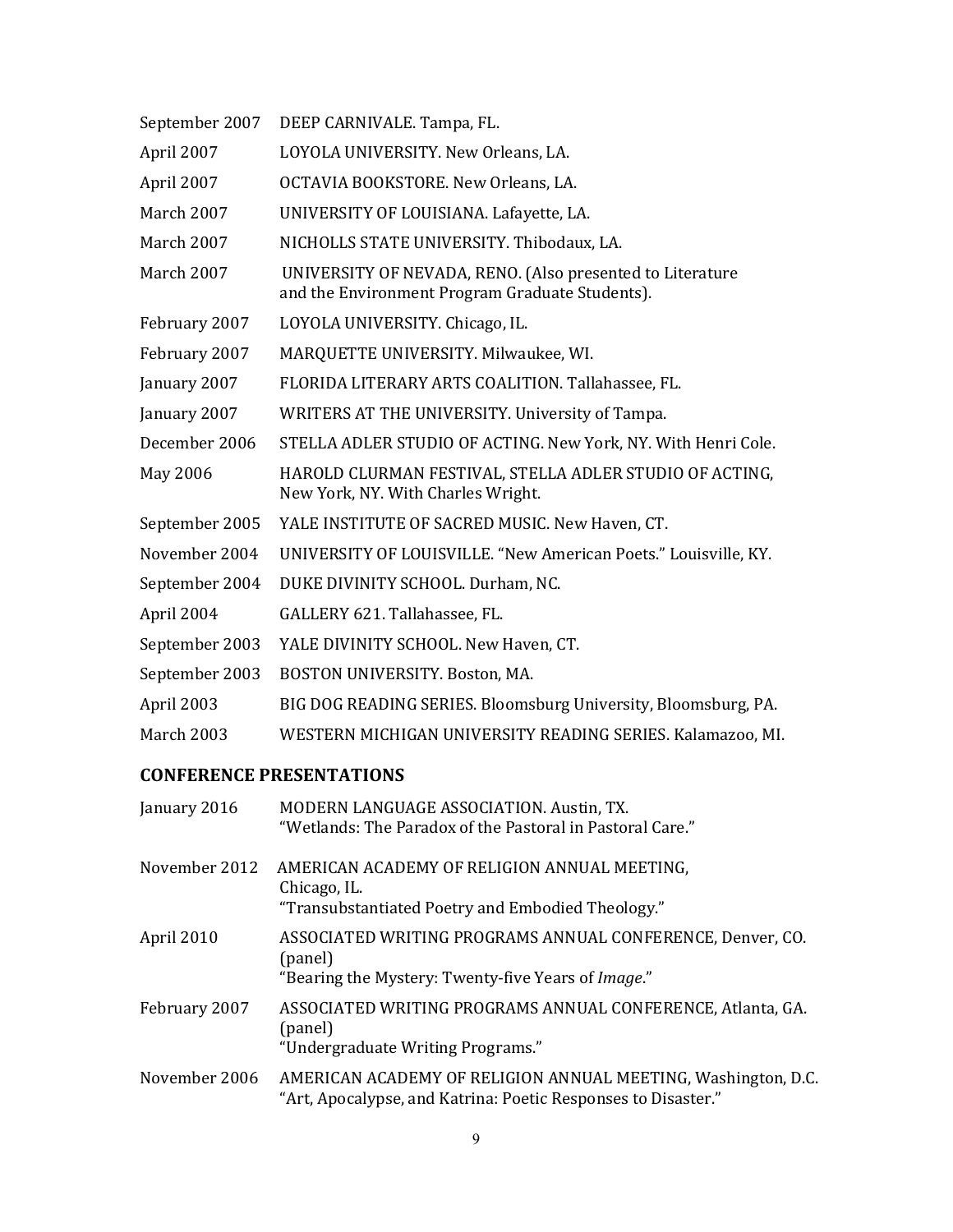| | |
|---|---|
| September 2007 | DEEP CARNIVALE. Tampa, FL. |
| April 2007 | LOYOLA UNIVERSITY. New Orleans, LA. |
| April 2007 | OCTAVIA BOOKSTORE. New Orleans, LA. |
| March 2007 | UNIVERSITY OF LOUISIANA. Lafayette, LA. |
| March 2007 | NICHOLLS STATE UNIVERSITY. Thibodaux, LA. |
| March 2007 | UNIVERSITY OF NEVADA, RENO. (Also presented to Literature and the Environment Program Graduate Students). |
| February 2007 | LOYOLA UNIVERSITY. Chicago, IL. |
| February 2007 | MARQUETTE UNIVERSITY. Milwaukee, WI. |
| January 2007 | FLORIDA LITERARY ARTS COALITION. Tallahassee, FL. |
| January 2007 | WRITERS AT THE UNIVERSITY. University of Tampa. |
| December 2006 | STELLA ADLER STUDIO OF ACTING. New York, NY. With Henri Cole. |
| May 2006 | HAROLD CLURMAN FESTIVAL, STELLA ADLER STUDIO OF ACTING, New York, NY. With Charles Wright. |
| September 2005 | YALE INSTITUTE OF SACRED MUSIC. New Haven, CT. |
| November 2004 | UNIVERSITY OF LOUISVILLE. "New American Poets." Louisville, KY. |
| September 2004 | DUKE DIVINITY SCHOOL. Durham, NC. |
| April 2004 | GALLERY 621. Tallahassee, FL. |
| September 2003 | YALE DIVINITY SCHOOL. New Haven, CT. |
| September 2003 | BOSTON UNIVERSITY. Boston, MA. |
| April 2003 | BIG DOG READING SERIES. Bloomsburg University, Bloomsburg, PA. |
| March 2003 | WESTERN MICHIGAN UNIVERSITY READING SERIES. Kalamazoo, MI. |

## CONFERENCE PRESENTATIONS

| | |
|---|---|
| January 2016 | MODERN LANGUAGE ASSOCIATION. Austin, TX.<br>"Wetlands: The Paradox of the Pastoral in Pastoral Care." |
| November 2012 | AMERICAN ACADEMY OF RELIGION ANNUAL MEETING, Chicago, IL.<br>"Transubstantiated Poetry and Embodied Theology." |
| April 2010 | ASSOCIATED WRITING PROGRAMS ANNUAL CONFERENCE, Denver, CO. (panel)<br>"Bearing the Mystery: Twenty-five Years of *Image*." |
| February 2007 | ASSOCIATED WRITING PROGRAMS ANNUAL CONFERENCE, Atlanta, GA. (panel)<br>"Undergraduate Writing Programs." |
| November 2006 | AMERICAN ACADEMY OF RELIGION ANNUAL MEETING, Washington, D.C.<br>"Art, Apocalypse, and Katrina: Poetic Responses to Disaster." |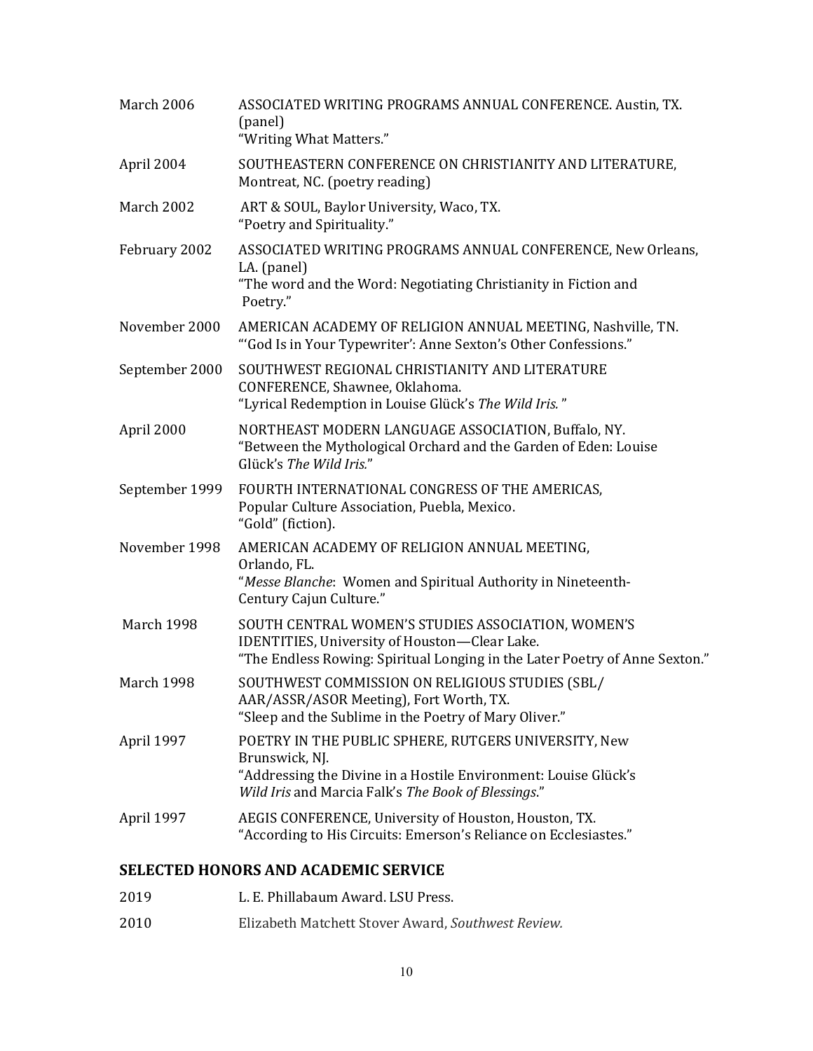March 2006 ASSOCIATED WRITING PROGRAMS ANNUAL CONFERENCE. Austin, TX. (panel)
"Writing What Matters."

April 2004 SOUTHEASTERN CONFERENCE ON CHRISTIANITY AND LITERATURE, Montreat, NC. (poetry reading)

March 2002 ART & SOUL, Baylor University, Waco, TX.
"Poetry and Spirituality."

February 2002 ASSOCIATED WRITING PROGRAMS ANNUAL CONFERENCE, New Orleans, LA. (panel)
"The word and the Word: Negotiating Christianity in Fiction and Poetry."

November 2000 AMERICAN ACADEMY OF RELIGION ANNUAL MEETING, Nashville, TN.
"'God Is in Your Typewriter': Anne Sexton's Other Confessions."

September 2000 SOUTHWEST REGIONAL CHRISTIANITY AND LITERATURE CONFERENCE, Shawnee, Oklahoma.
"Lyrical Redemption in Louise Glück's *The Wild Iris.*"

April 2000 NORTHEAST MODERN LANGUAGE ASSOCIATION, Buffalo, NY.
"Between the Mythological Orchard and the Garden of Eden: Louise Glück's *The Wild Iris.*"

September 1999 FOURTH INTERNATIONAL CONGRESS OF THE AMERICAS, Popular Culture Association, Puebla, Mexico.
"Gold" (fiction).

November 1998 AMERICAN ACADEMY OF RELIGION ANNUAL MEETING, Orlando, FL.
"*Messe Blanche*: Women and Spiritual Authority in Nineteenth-Century Cajun Culture."

March 1998 SOUTH CENTRAL WOMEN'S STUDIES ASSOCIATION, WOMEN'S IDENTITIES, University of Houston—Clear Lake.
"The Endless Rowing: Spiritual Longing in the Later Poetry of Anne Sexton."

March 1998 SOUTHWEST COMMISSION ON RELIGIOUS STUDIES (SBL/AAR/ASSR/ASOR Meeting), Fort Worth, TX.
"Sleep and the Sublime in the Poetry of Mary Oliver."

April 1997 POETRY IN THE PUBLIC SPHERE, RUTGERS UNIVERSITY, New Brunswick, NJ.
"Addressing the Divine in a Hostile Environment: Louise Glück's *Wild Iris* and Marcia Falk's *The Book of Blessings*."

April 1997 AEGIS CONFERENCE, University of Houston, Houston, TX.
"According to His Circuits: Emerson's Reliance on Ecclesiastes."

## SELECTED HONORS AND ACADEMIC SERVICE

2019 L. E. Phillabaum Award. LSU Press.

2010 Elizabeth Matchett Stover Award, *Southwest Review.*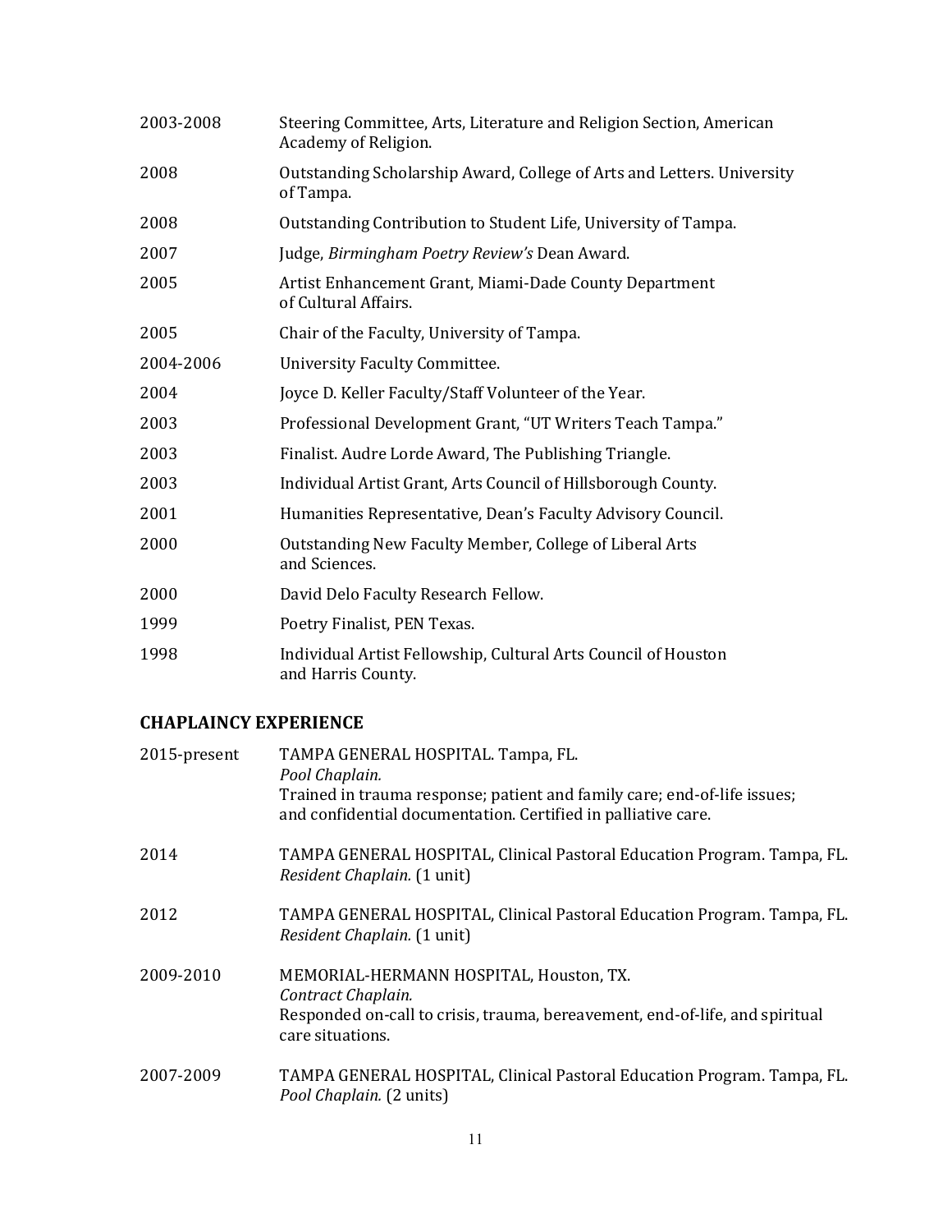2003-2008 Steering Committee, Arts, Literature and Religion Section, American Academy of Religion.

2008 Outstanding Scholarship Award, College of Arts and Letters. University of Tampa.

2008 Outstanding Contribution to Student Life, University of Tampa.

2007 Judge, *Birmingham Poetry Review's* Dean Award.

2005 Artist Enhancement Grant, Miami-Dade County Department of Cultural Affairs.

2005 Chair of the Faculty, University of Tampa.

2004-2006 University Faculty Committee.

2004 Joyce D. Keller Faculty/Staff Volunteer of the Year.

2003 Professional Development Grant, "UT Writers Teach Tampa."

2003 Finalist. Audre Lorde Award, The Publishing Triangle.

2003 Individual Artist Grant, Arts Council of Hillsborough County.

2001 Humanities Representative, Dean's Faculty Advisory Council.

2000 Outstanding New Faculty Member, College of Liberal Arts and Sciences.

2000 David Delo Faculty Research Fellow.

1999 Poetry Finalist, PEN Texas.

1998 Individual Artist Fellowship, Cultural Arts Council of Houston and Harris County.

## CHAPLAINCY EXPERIENCE

2015-present TAMPA GENERAL HOSPITAL. Tampa, FL.
*Pool Chaplain.*
Trained in trauma response; patient and family care; end-of-life issues; and confidential documentation. Certified in palliative care.

2014 TAMPA GENERAL HOSPITAL, Clinical Pastoral Education Program. Tampa, FL.
*Resident Chaplain.* (1 unit)

2012 TAMPA GENERAL HOSPITAL, Clinical Pastoral Education Program. Tampa, FL.
*Resident Chaplain.* (1 unit)

2009-2010 MEMORIAL-HERMANN HOSPITAL, Houston, TX.
*Contract Chaplain.*
Responded on-call to crisis, trauma, bereavement, end-of-life, and spiritual care situations.

2007-2009 TAMPA GENERAL HOSPITAL, Clinical Pastoral Education Program. Tampa, FL.
*Pool Chaplain.* (2 units)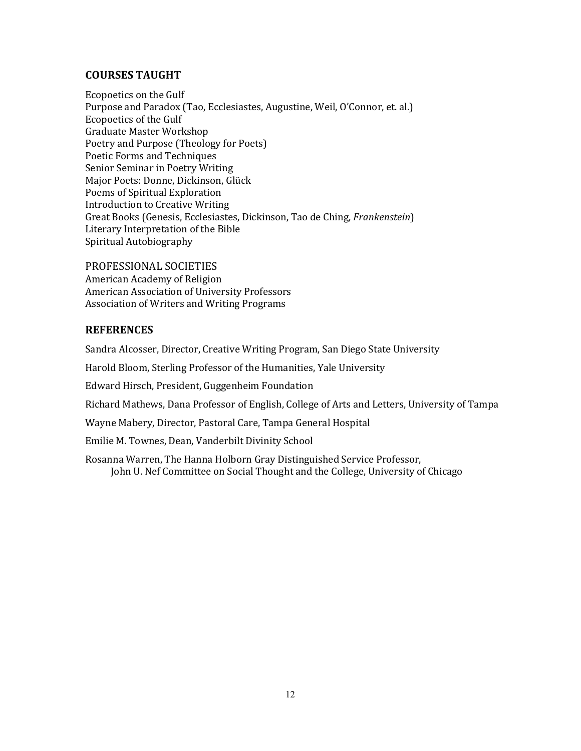## COURSES TAUGHT

Ecopoetics on the Gulf
Purpose and Paradox (Tao, Ecclesiastes, Augustine, Weil, O'Connor, et. al.)
Ecopoetics of the Gulf
Graduate Master Workshop
Poetry and Purpose (Theology for Poets)
Poetic Forms and Techniques
Senior Seminar in Poetry Writing
Major Poets: Donne, Dickinson, Glück
Poems of Spiritual Exploration
Introduction to Creative Writing
Great Books (Genesis, Ecclesiastes, Dickinson, Tao de Ching, *Frankenstein*)
Literary Interpretation of the Bible
Spiritual Autobiography

PROFESSIONAL SOCIETIES
American Academy of Religion
American Association of University Professors
Association of Writers and Writing Programs

## REFERENCES

Sandra Alcosser, Director, Creative Writing Program, San Diego State University

Harold Bloom, Sterling Professor of the Humanities, Yale University

Edward Hirsch, President, Guggenheim Foundation

Richard Mathews, Dana Professor of English, College of Arts and Letters, University of Tampa

Wayne Mabery, Director, Pastoral Care, Tampa General Hospital

Emilie M. Townes, Dean, Vanderbilt Divinity School

Rosanna Warren, The Hanna Holborn Gray Distinguished Service Professor,
John U. Nef Committee on Social Thought and the College, University of Chicago